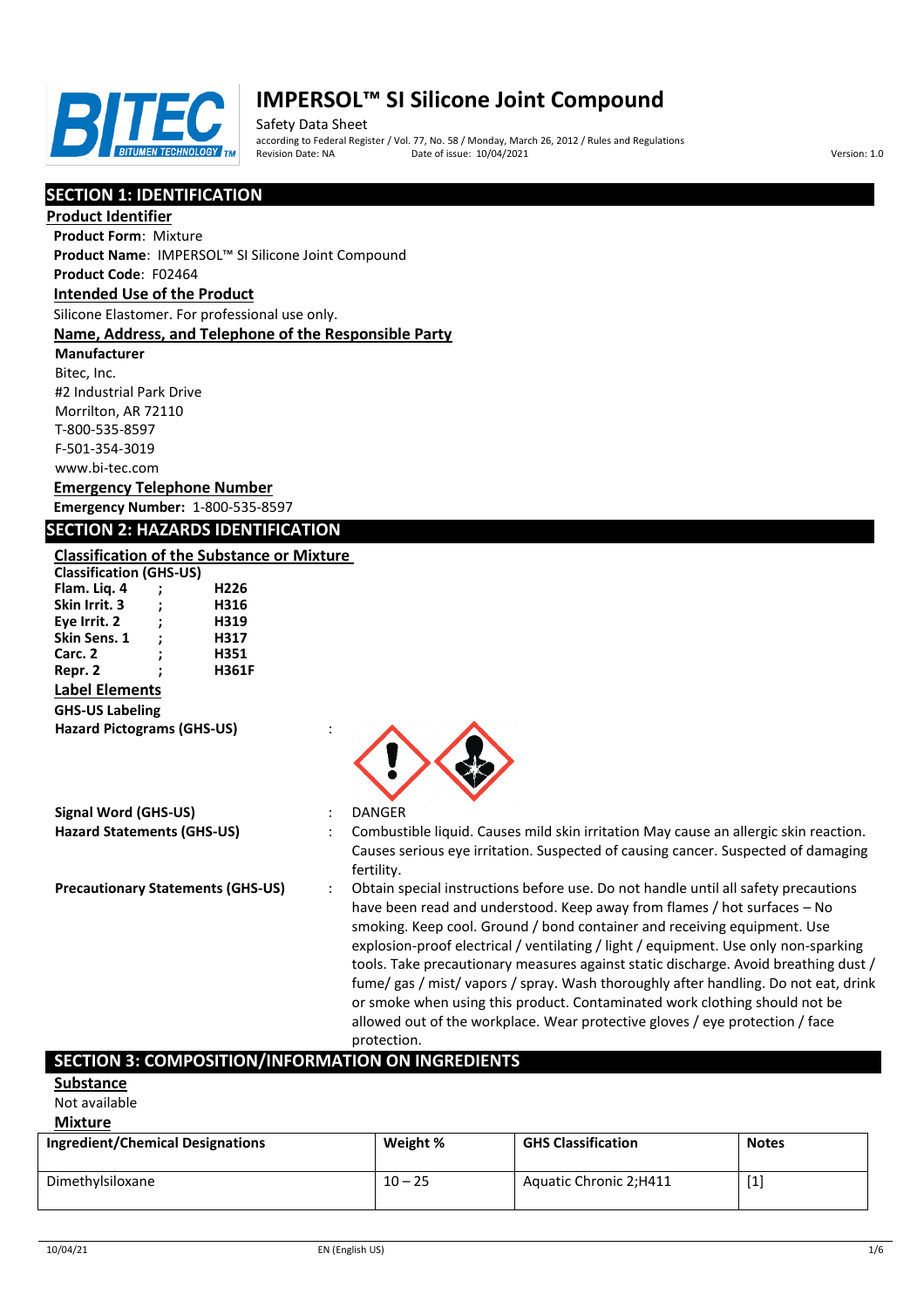# IMPERSOL™ SI Silicone Joint Compound

Safety Data Sheet

according to Federal Register / Vol. 77, No. 58 / Monday, March 26, 2012 / Rules and Regulations

Revision Date: NA Date of issue: 10/04/2021 Version: 1.0

## SECTION 1: IDENTIFICATION

### Product Identifier

**Product Form**: Mixture

**Product Name**: IMPERSOL™ SI Silicone Joint Compound

**Product Code**: F02464

### Intended Use of the Product

Silicone Elastomer. For professional use only.

### Name, Address, and Telephone of the Responsible Party

**Manufacturer**

Bitec, Inc.
#2 Industrial Park Drive
Morrilton, AR 72110
T-800-535-8597
F-501-354-3019
www.bi-tec.com

### Emergency Telephone Number

**Emergency Number:** 1-800-535-8597

## SECTION 2: HAZARDS IDENTIFICATION

### Classification of the Substance or Mixture

**Classification (GHS-US)**

**Flam. Liq. 4 ; H226**
**Skin Irrit. 3 ; H316**
**Eye Irrit. 2 ; H319**
**Skin Sens. 1 ; H317**
**Carc. 2 ; H351**
**Repr. 2 ; H361F**

### Label Elements

**GHS-US Labeling**

**Hazard Pictograms (GHS-US)** :

**Signal Word (GHS-US)** : DANGER

**Hazard Statements (GHS-US)** : Combustible liquid. Causes mild skin irritation May cause an allergic skin reaction. Causes serious eye irritation. Suspected of causing cancer. Suspected of damaging fertility.

**Precautionary Statements (GHS-US)** : Obtain special instructions before use. Do not handle until all safety precautions have been read and understood. Keep away from flames / hot surfaces – No smoking. Keep cool. Ground / bond container and receiving equipment. Use explosion-proof electrical / ventilating / light / equipment. Use only non-sparking tools. Take precautionary measures against static discharge. Avoid breathing dust / fume/ gas / mist/ vapors / spray. Wash thoroughly after handling. Do not eat, drink or smoke when using this product. Contaminated work clothing should not be allowed out of the workplace. Wear protective gloves / eye protection / face protection.

## SECTION 3: COMPOSITION/INFORMATION ON INGREDIENTS

### Substance

Not available

### Mixture

| Ingredient/Chemical Designations | Weight % | GHS Classification | Notes |
|---|---|---|---|
| Dimethylsiloxane | 10 – 25 | Aquatic Chronic 2;H411 | [1] |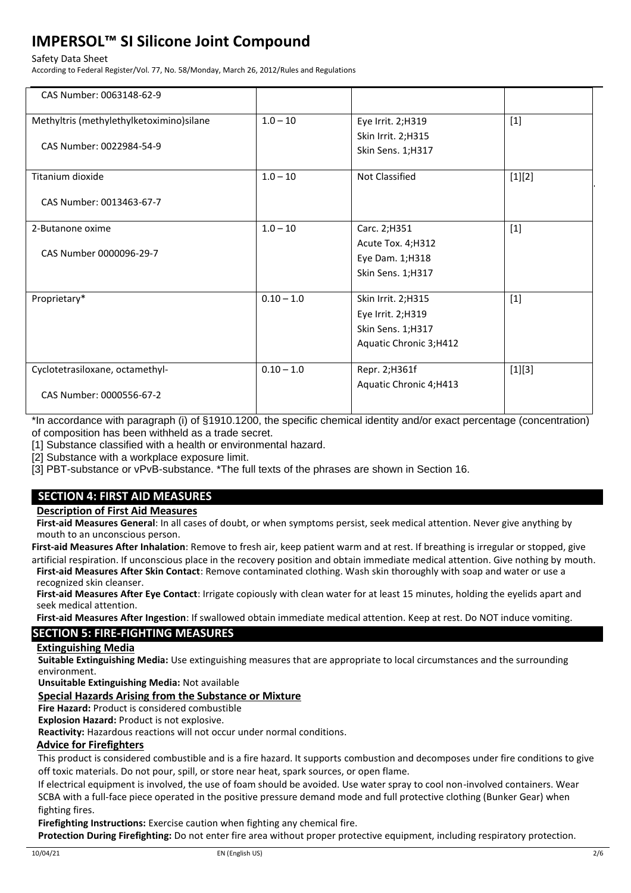| | | | |
|---|---|---|---|
| CAS Number: 0063148-62-9 | | | |
| Methyltris (methylethylketoximino)silane<br><br>CAS Number: 0022984-54-9 | 1.0 – 10 | Eye Irrit. 2;H319<br>Skin Irrit. 2;H315<br>Skin Sens. 1;H317 | [1] |
| Titanium dioxide<br><br>CAS Number: 0013463-67-7 | 1.0 – 10 | Not Classified | [1][2] |
| 2-Butanone oxime<br><br>CAS Number 0000096-29-7 | 1.0 – 10 | Carc. 2;H351<br>Acute Tox. 4;H312<br>Eye Dam. 1;H318<br>Skin Sens. 1;H317 | [1] |
| Proprietary* | 0.10 – 1.0 | Skin Irrit. 2;H315<br>Eye Irrit. 2;H319<br>Skin Sens. 1;H317<br>Aquatic Chronic 3;H412 | [1] |
| Cyclotetrasiloxane, octamethyl-<br><br>CAS Number: 0000556-67-2 | 0.10 – 1.0 | Repr. 2;H361f<br>Aquatic Chronic 4;H413 | [1][3] |

*In accordance with paragraph (i) of §1910.1200, the specific chemical identity and/or exact percentage (concentration) of composition has been withheld as a trade secret.

[1] Substance classified with a health or environmental hazard.

[2] Substance with a workplace exposure limit.

[3] PBT-substance or vPvB-substance. *The full texts of the phrases are shown in Section 16.

## SECTION 4: FIRST AID MEASURES

### Description of First Aid Measures

**First-aid Measures General**: In all cases of doubt, or when symptoms persist, seek medical attention. Never give anything by mouth to an unconscious person.

**First-aid Measures After Inhalation**: Remove to fresh air, keep patient warm and at rest. If breathing is irregular or stopped, give artificial respiration. If unconscious place in the recovery position and obtain immediate medical attention. Give nothing by mouth.

**First-aid Measures After Skin Contact**: Remove contaminated clothing. Wash skin thoroughly with soap and water or use a recognized skin cleanser.

**First-aid Measures After Eye Contact**: Irrigate copiously with clean water for at least 15 minutes, holding the eyelids apart and seek medical attention.

**First-aid Measures After Ingestion**: If swallowed obtain immediate medical attention. Keep at rest. Do NOT induce vomiting.

## SECTION 5: FIRE-FIGHTING MEASURES

### Extinguishing Media

**Suitable Extinguishing Media:** Use extinguishing measures that are appropriate to local circumstances and the surrounding environment.

**Unsuitable Extinguishing Media:** Not available

### Special Hazards Arising from the Substance or Mixture

**Fire Hazard:** Product is considered combustible

**Explosion Hazard:** Product is not explosive.

**Reactivity:** Hazardous reactions will not occur under normal conditions.

### Advice for Firefighters

This product is considered combustible and is a fire hazard. It supports combustion and decomposes under fire conditions to give off toxic materials. Do not pour, spill, or store near heat, spark sources, or open flame.

If electrical equipment is involved, the use of foam should be avoided. Use water spray to cool non-involved containers. Wear SCBA with a full-face piece operated in the positive pressure demand mode and full protective clothing (Bunker Gear) when fighting fires.

**Firefighting Instructions:** Exercise caution when fighting any chemical fire.

**Protection During Firefighting:** Do not enter fire area without proper protective equipment, including respiratory protection.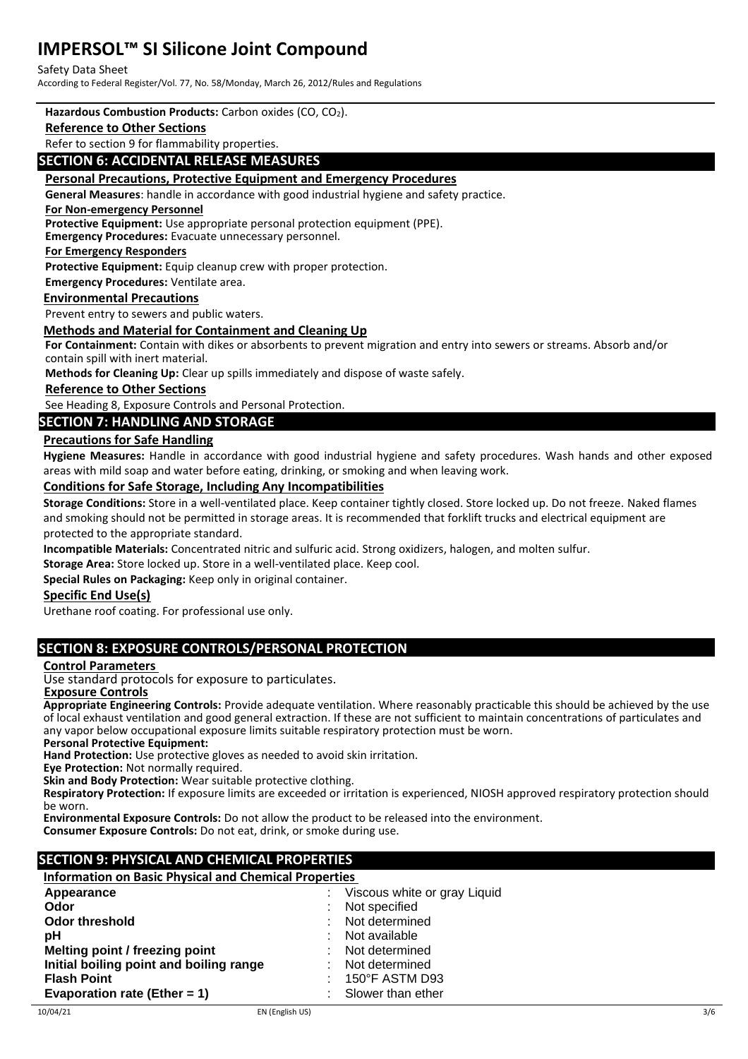**Hazardous Combustion Products:** Carbon oxides (CO, $CO_2$).

**Reference to Other Sections**

Refer to section 9 for flammability properties.

## SECTION 6: ACCIDENTAL RELEASE MEASURES

**Personal Precautions, Protective Equipment and Emergency Procedures**

**General Measures**: handle in accordance with good industrial hygiene and safety practice.

**For Non-emergency Personnel**

**Protective Equipment:** Use appropriate personal protection equipment (PPE).

**Emergency Procedures:** Evacuate unnecessary personnel.

**For Emergency Responders**

**Protective Equipment:** Equip cleanup crew with proper protection.

**Emergency Procedures:** Ventilate area.

**Environmental Precautions**

Prevent entry to sewers and public waters.

**Methods and Material for Containment and Cleaning Up**

**For Containment:** Contain with dikes or absorbents to prevent migration and entry into sewers or streams. Absorb and/or contain spill with inert material.

**Methods for Cleaning Up:** Clear up spills immediately and dispose of waste safely.

**Reference to Other Sections**

See Heading 8, Exposure Controls and Personal Protection.

## SECTION 7: HANDLING AND STORAGE

**Precautions for Safe Handling**

**Hygiene Measures:** Handle in accordance with good industrial hygiene and safety procedures. Wash hands and other exposed areas with mild soap and water before eating, drinking, or smoking and when leaving work.

**Conditions for Safe Storage, Including Any Incompatibilities**

**Storage Conditions:** Store in a well-ventilated place. Keep container tightly closed. Store locked up. Do not freeze. Naked flames and smoking should not be permitted in storage areas. It is recommended that forklift trucks and electrical equipment are protected to the appropriate standard.

**Incompatible Materials:** Concentrated nitric and sulfuric acid. Strong oxidizers, halogen, and molten sulfur.

**Storage Area:** Store locked up. Store in a well-ventilated place. Keep cool.

**Special Rules on Packaging:** Keep only in original container.

**Specific End Use(s)**

Urethane roof coating. For professional use only.

## SECTION 8: EXPOSURE CONTROLS/PERSONAL PROTECTION

**Control Parameters**

Use standard protocols for exposure to particulates.

**Exposure Controls**

**Appropriate Engineering Controls:** Provide adequate ventilation. Where reasonably practicable this should be achieved by the use of local exhaust ventilation and good general extraction. If these are not sufficient to maintain concentrations of particulates and any vapor below occupational exposure limits suitable respiratory protection must be worn.

**Personal Protective Equipment:**

**Hand Protection:** Use protective gloves as needed to avoid skin irritation.

**Eye Protection:** Not normally required.

**Skin and Body Protection:** Wear suitable protective clothing.

**Respiratory Protection:** If exposure limits are exceeded or irritation is experienced, NIOSH approved respiratory protection should be worn.

**Environmental Exposure Controls:** Do not allow the product to be released into the environment.

**Consumer Exposure Controls:** Do not eat, drink, or smoke during use.

## SECTION 9: PHYSICAL AND CHEMICAL PROPERTIES

**Information on Basic Physical and Chemical Properties**

| Property | Value |
|---|---|
| **Appearance** | Viscous white or gray Liquid |
| **Odor** | Not specified |
| **Odor threshold** | Not determined |
| **pH** | Not available |
| **Melting point / freezing point** | Not determined |
| **Initial boiling point and boiling range** | Not determined |
| **Flash Point** | 150°F ASTM D93 |
| **Evaporation rate (Ether = 1)** | Slower than ether |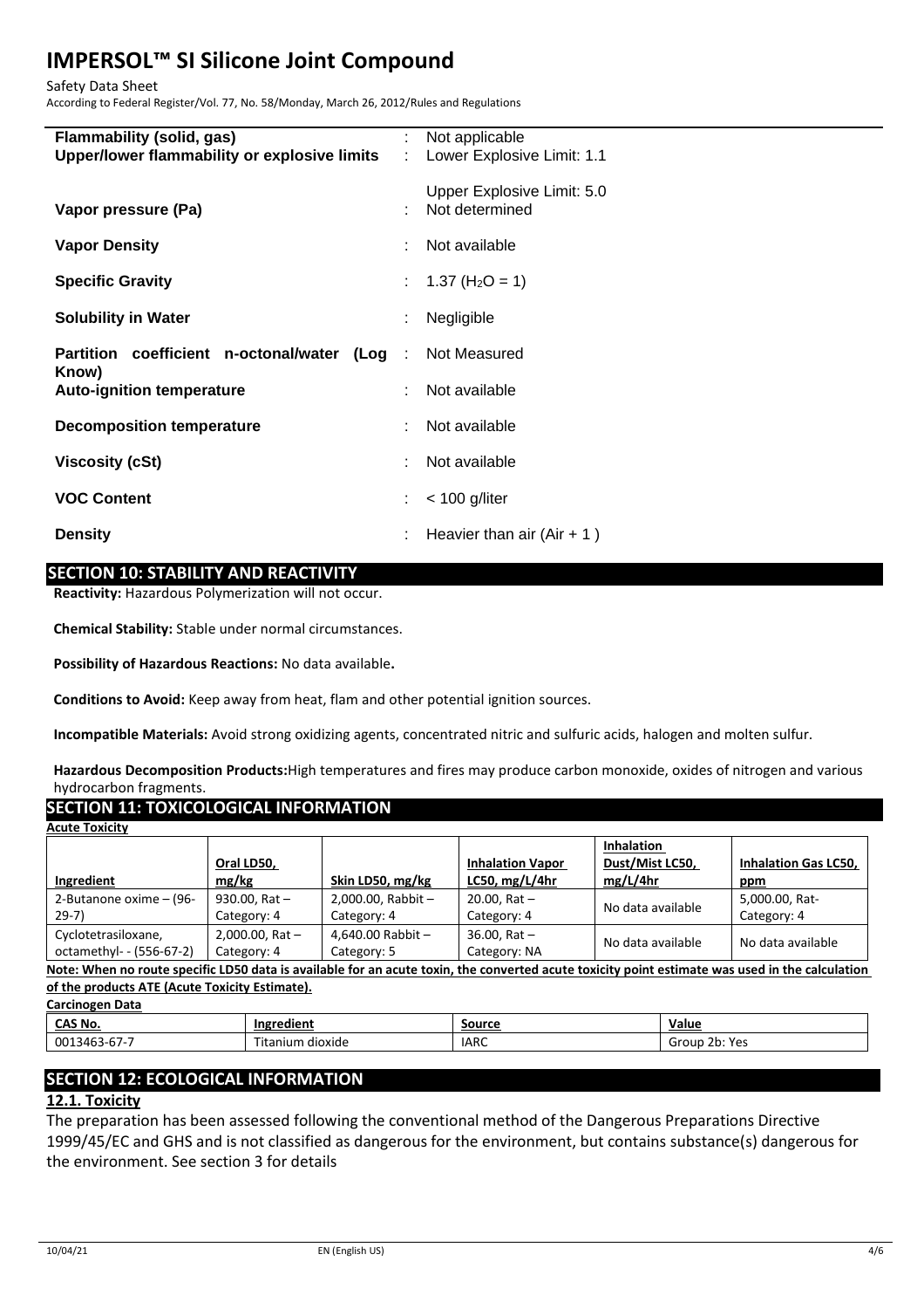| | | |
|---|---|---|
| **Flammability (solid, gas)** | : | Not applicable |
| **Upper/lower flammability or explosive limits** | : | Lower Explosive Limit: 1.1<br><br>Upper Explosive Limit: 5.0 |
| **Vapor pressure (Pa)** | : | Not determined |
| **Vapor Density** | : | Not available |
| **Specific Gravity** | : | 1.37 ($H_2O$ = 1) |
| **Solubility in Water** | : | Negligible |
| **Partition coefficient n-octonal/water (Log Know)** | : | Not Measured |
| **Auto-ignition temperature** | : | Not available |
| **Decomposition temperature** | : | Not available |
| **Viscosity (cSt)** | : | Not available |
| **VOC Content** | : | < 100 g/liter |
| **Density** | : | Heavier than air (Air + 1 ) |

## SECTION 10: STABILITY AND REACTIVITY

**Reactivity:** Hazardous Polymerization will not occur.

**Chemical Stability:** Stable under normal circumstances.

**Possibility of Hazardous Reactions:** No data available**.**

**Conditions to Avoid:** Keep away from heat, flam and other potential ignition sources.

**Incompatible Materials:** Avoid strong oxidizing agents, concentrated nitric and sulfuric acids, halogen and molten sulfur.

**Hazardous Decomposition Products:**High temperatures and fires may produce carbon monoxide, oxides of nitrogen and various hydrocarbon fragments.

## SECTION 11: TOXICOLOGICAL INFORMATION

**Acute Toxicity**

| Ingredient | Oral LD50, mg/kg | Skin LD50, mg/kg | Inhalation Vapor LC50, mg/L/4hr | Inhalation Dust/Mist LC50, mg/L/4hr | Inhalation Gas LC50, ppm |
|---|---|---|---|---|---|
| 2-Butanone oxime – (96-29-7) | 930.00, Rat – Category: 4 | 2,000.00, Rabbit – Category: 4 | 20.00, Rat – Category: 4 | No data available | 5,000.00, Rat-Category: 4 |
| Cyclotetrasiloxane, octamethyl- - (556-67-2) | 2,000.00, Rat – Category: 4 | 4,640.00 Rabbit – Category: 5 | 36.00, Rat – Category: NA | No data available | No data available |

**Note: When no route specific LD50 data is available for an acute toxin, the converted acute toxicity point estimate was used in the calculation of the products ATE (Acute Toxicity Estimate).**

**Carcinogen Data**

| CAS No. | Ingredient | Source | Value |
|---|---|---|---|
| 0013463-67-7 | Titanium dioxide | IARC | Group 2b: Yes |

## SECTION 12: ECOLOGICAL INFORMATION

### 12.1. Toxicity

The preparation has been assessed following the conventional method of the Dangerous Preparations Directive 1999/45/EC and GHS and is not classified as dangerous for the environment, but contains substance(s) dangerous for the environment. See section 3 for details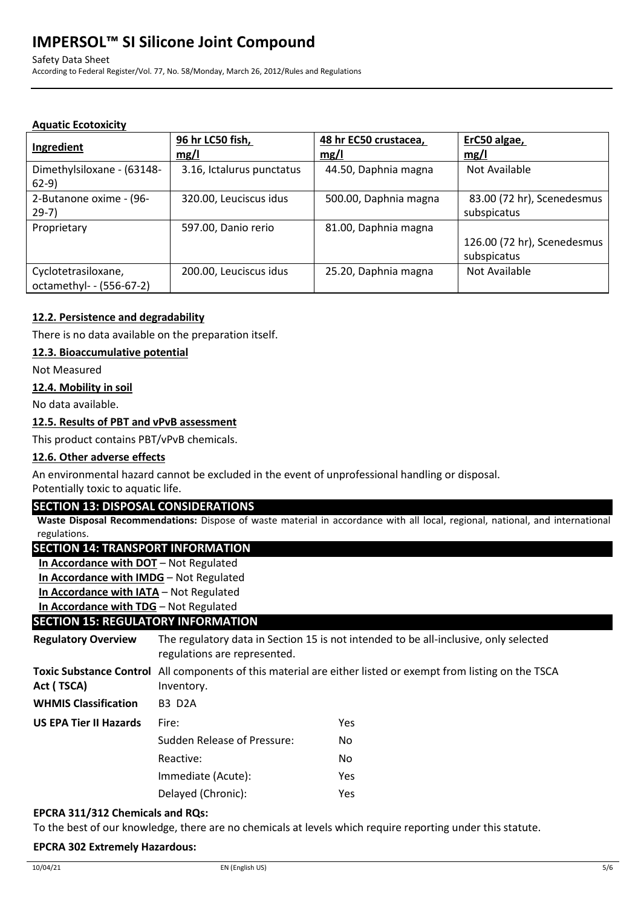**Aquatic Ecotoxicity**

| Ingredient | 96 hr LC50 fish, mg/l | 48 hr EC50 crustacea, mg/l | ErC50 algae, mg/l |
|---|---|---|---|
| Dimethylsiloxane - (63148-62-9) | 3.16, Ictalurus punctatus | 44.50, Daphnia magna | Not Available |
| 2-Butanone oxime - (96-29-7) | 320.00, Leuciscus idus | 500.00, Daphnia magna | 83.00 (72 hr), Scenedesmus subspicatus |
| Proprietary | 597.00, Danio rerio | 81.00, Daphnia magna | 126.00 (72 hr), Scenedesmus subspicatus |
| Cyclotetrasiloxane, octamethyl- - (556-67-2) | 200.00, Leuciscus idus | 25.20, Daphnia magna | Not Available |

### 12.2. Persistence and degradability

There is no data available on the preparation itself.

### 12.3. Bioaccumulative potential

Not Measured

### 12.4. Mobility in soil

No data available.

### 12.5. Results of PBT and vPvB assessment

This product contains PBT/vPvB chemicals.

### 12.6. Other adverse effects

An environmental hazard cannot be excluded in the event of unprofessional handling or disposal.
Potentially toxic to aquatic life.

## SECTION 13: DISPOSAL CONSIDERATIONS

**Waste Disposal Recommendations:** Dispose of waste material in accordance with all local, regional, national, and international regulations.

## SECTION 14: TRANSPORT INFORMATION

**In Accordance with DOT** – Not Regulated
**In Accordance with IMDG** – Not Regulated
**In Accordance with IATA** – Not Regulated
**In Accordance with TDG** – Not Regulated

## SECTION 15: REGULATORY INFORMATION

**Regulatory Overview** The regulatory data in Section 15 is not intended to be all-inclusive, only selected regulations are represented.

**Toxic Substance Control Act ( TSCA)** All components of this material are either listed or exempt from listing on the TSCA Inventory.

**WHMIS Classification** B3 D2A

**US EPA Tier II Hazards**

| Hazard | |
|---|---|
| Fire: | Yes |
| Sudden Release of Pressure: | No |
| Reactive: | No |
| Immediate (Acute): | Yes |
| Delayed (Chronic): | Yes |

**EPCRA 311/312 Chemicals and RQs:**

To the best of our knowledge, there are no chemicals at levels which require reporting under this statute.

**EPCRA 302 Extremely Hazardous:**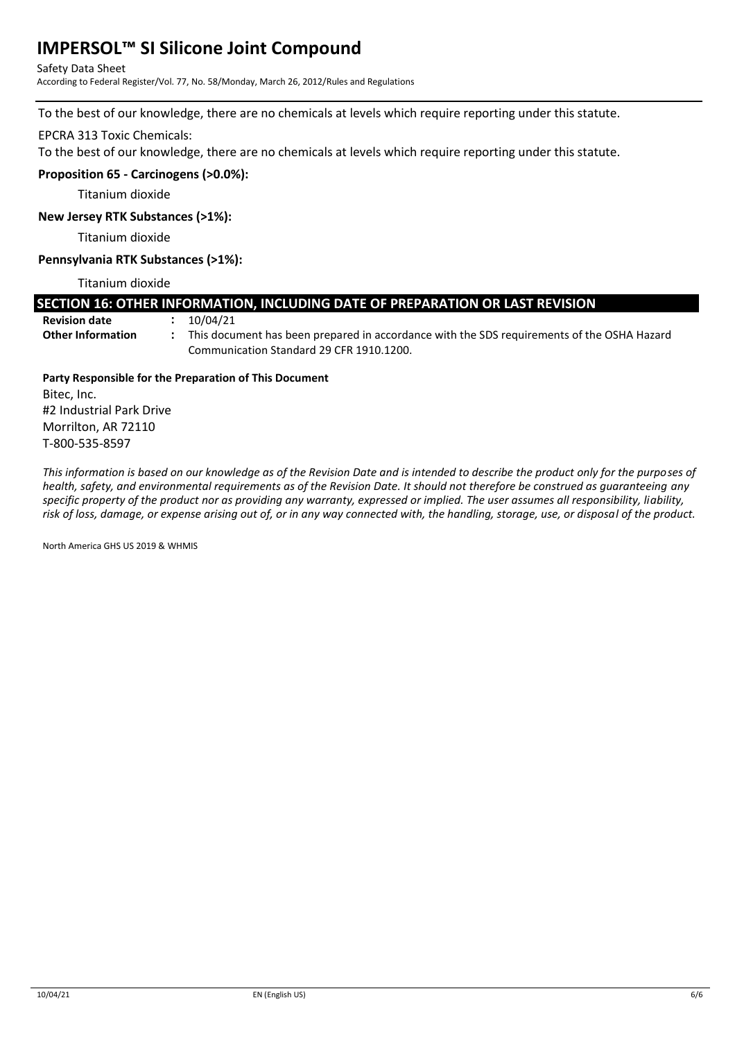To the best of our knowledge, there are no chemicals at levels which require reporting under this statute.

EPCRA 313 Toxic Chemicals:

To the best of our knowledge, there are no chemicals at levels which require reporting under this statute.

**Proposition 65 - Carcinogens (>0.0%):**

Titanium dioxide

**New Jersey RTK Substances (>1%):**

Titanium dioxide

**Pennsylvania RTK Substances (>1%):**

Titanium dioxide

## SECTION 16: OTHER INFORMATION, INCLUDING DATE OF PREPARATION OR LAST REVISION

| | | |
|---|---|---|
| **Revision date** | : | 10/04/21 |
| **Other Information** | : | This document has been prepared in accordance with the SDS requirements of the OSHA Hazard Communication Standard 29 CFR 1910.1200. |

**Party Responsible for the Preparation of This Document**

Bitec, Inc.
#2 Industrial Park Drive
Morrilton, AR 72110
T-800-535-8597

*This information is based on our knowledge as of the Revision Date and is intended to describe the product only for the purposes of health, safety, and environmental requirements as of the Revision Date. It should not therefore be construed as guaranteeing any specific property of the product nor as providing any warranty, expressed or implied. The user assumes all responsibility, liability, risk of loss, damage, or expense arising out of, or in any way connected with, the handling, storage, use, or disposal of the product.*

North America GHS US 2019 & WHMIS